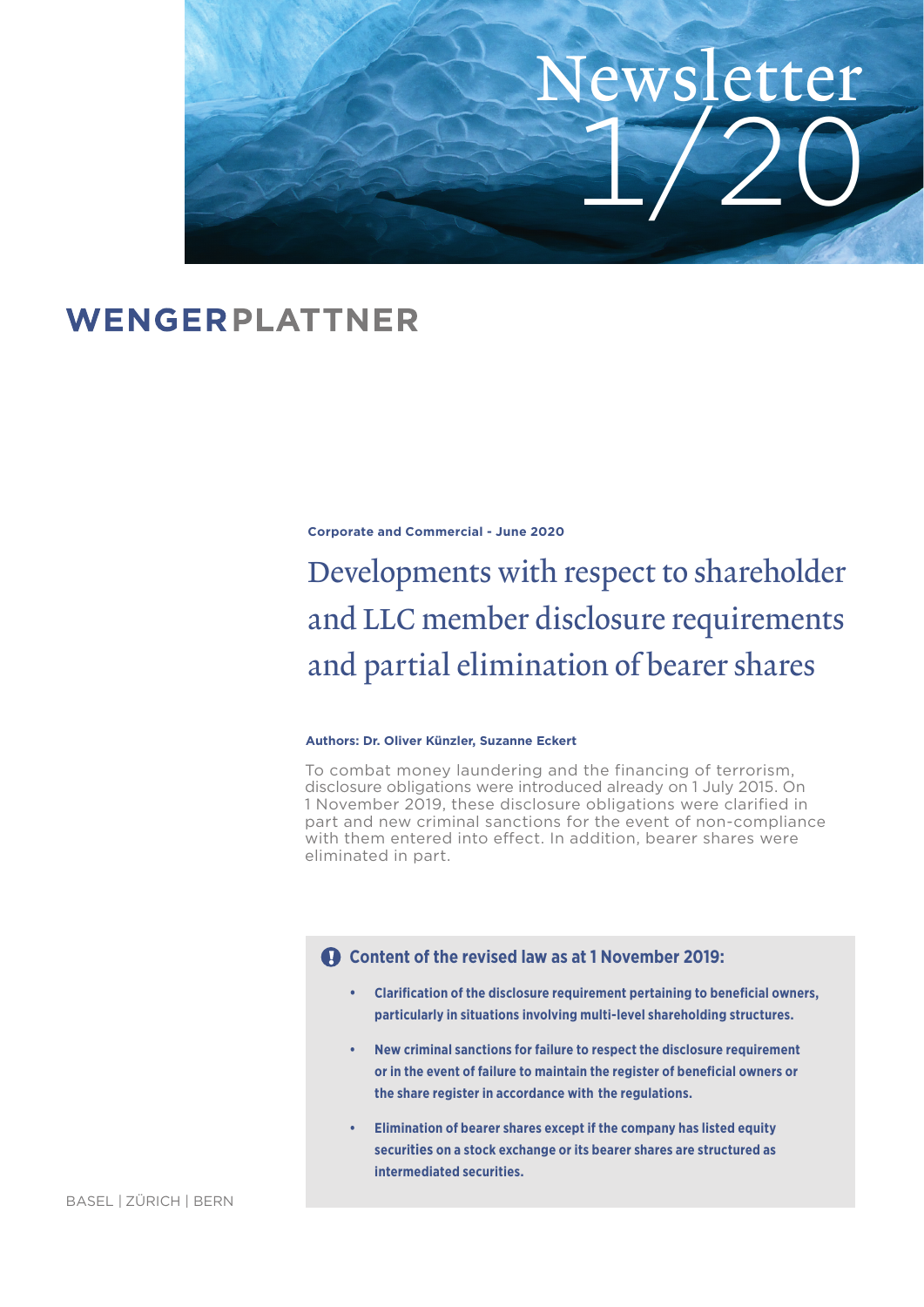Newsletter 1/20

WENGERPLATTNER

**Corporate and Commercial - June 2020**

# Developments with respect to shareholder and LLC member disclosure requirements and partial elimination of bearer shares

**Authors: Dr. Oliver Künzler, Suzanne Eckert**

To combat money laundering and the financing of terrorism, disclosure obligations were introduced already on 1 July 2015. On 1 November 2019, these disclosure obligations were clarified in part and new criminal sanctions for the event of non-compliance with them entered into effect. In addition, bearer shares were eliminated in part.

**Content of the revised law as at 1 November 2019:**

- **Clarification of the disclosure requirement pertaining to beneficial owners, particularly in situations involving multi-level shareholding structures.**
- **New criminal sanctions for failure to respect the disclosure requirement or in the event of failure to maintain the register of beneficial owners or the share register in accordance with the regulations.**
- **Elimination of bearer shares except if the company has listed equity securities on a stock exchange or its bearer shares are structured as intermediated securities.**

BASEL | ZÜRICH | BERN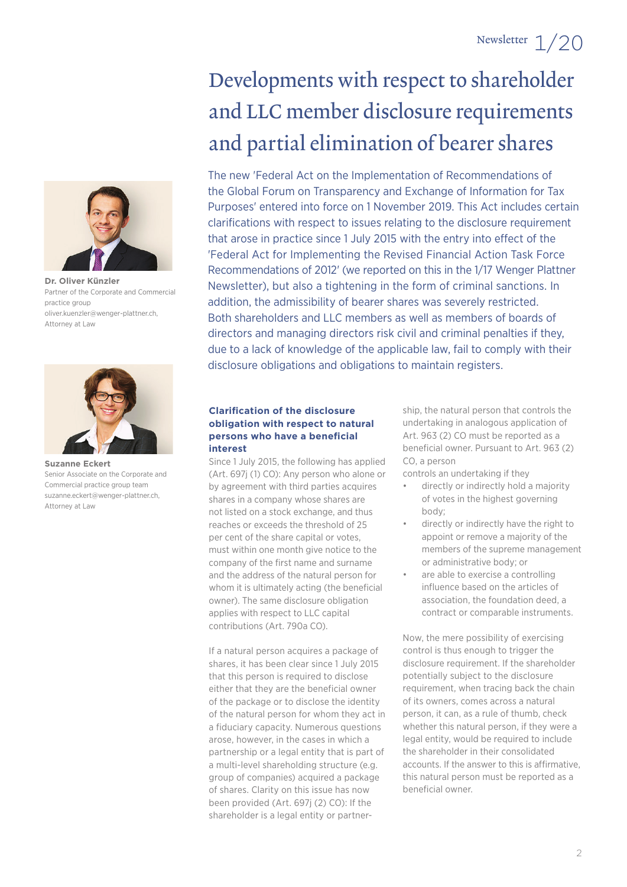# Developments with respect to shareholder and LLC member disclosure requirements and partial elimination of bearer shares

**Dr. Oliver Künzler**
Partner of the Corporate and Commercial practice group
oliver.kuenzler@wenger-plattner.ch,
Attorney at Law

**Suzanne Eckert**
Senior Associate on the Corporate and Commercial practice group team
suzanne.eckert@wenger-plattner.ch,
Attorney at Law

The new 'Federal Act on the Implementation of Recommendations of the Global Forum on Transparency and Exchange of Information for Tax Purposes' entered into force on 1 November 2019. This Act includes certain clarifications with respect to issues relating to the disclosure requirement that arose in practice since 1 July 2015 with the entry into effect of the 'Federal Act for Implementing the Revised Financial Action Task Force Recommendations of 2012' (we reported on this in the 1/17 Wenger Plattner Newsletter), but also a tightening in the form of criminal sanctions. In addition, the admissibility of bearer shares was severely restricted. Both shareholders and LLC members as well as members of boards of directors and managing directors risk civil and criminal penalties if they, due to a lack of knowledge of the applicable law, fail to comply with their disclosure obligations and obligations to maintain registers.

### Clarification of the disclosure obligation with respect to natural persons who have a beneficial interest

Since 1 July 2015, the following has applied (Art. 697j (1) CO): Any person who alone or by agreement with third parties acquires shares in a company whose shares are not listed on a stock exchange, and thus reaches or exceeds the threshold of 25 per cent of the share capital or votes, must within one month give notice to the company of the first name and surname and the address of the natural person for whom it is ultimately acting (the beneficial owner). The same disclosure obligation applies with respect to LLC capital contributions (Art. 790a CO).

If a natural person acquires a package of shares, it has been clear since 1 July 2015 that this person is required to disclose either that they are the beneficial owner of the package or to disclose the identity of the natural person for whom they act in a fiduciary capacity. Numerous questions arose, however, in the cases in which a partnership or a legal entity that is part of a multi-level shareholding structure (e.g. group of companies) acquired a package of shares. Clarity on this issue has now been provided (Art. 697j (2) CO): If the shareholder is a legal entity or partnership, the natural person that controls the undertaking in analogous application of Art. 963 (2) CO must be reported as a beneficial owner. Pursuant to Art. 963 (2) CO, a person controls an undertaking if they

- directly or indirectly hold a majority of votes in the highest governing body;
- directly or indirectly have the right to appoint or remove a majority of the members of the supreme management or administrative body; or
- are able to exercise a controlling influence based on the articles of association, the foundation deed, a contract or comparable instruments.

Now, the mere possibility of exercising control is thus enough to trigger the disclosure requirement. If the shareholder potentially subject to the disclosure requirement, when tracing back the chain of its owners, comes across a natural person, it can, as a rule of thumb, check whether this natural person, if they were a legal entity, would be required to include the shareholder in their consolidated accounts. If the answer to this is affirmative, this natural person must be reported as a beneficial owner.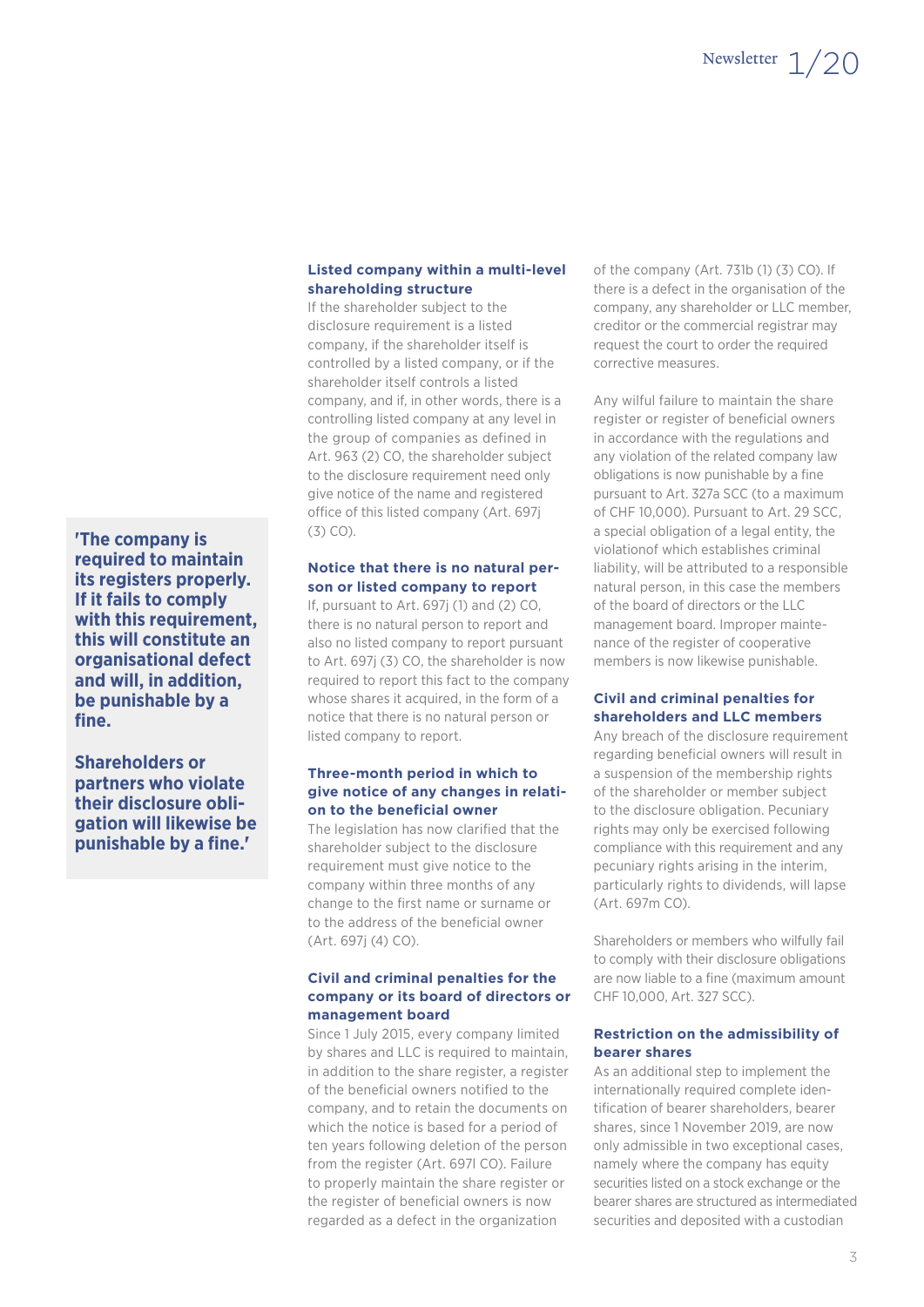> **'The company is required to maintain its registers properly. If it fails to comply with this requirement, this will constitute an organisational defect and will, in addition, be punishable by a fine.**
>
> **Shareholders or partners who violate their disclosure obligation will likewise be punishable by a fine.'**

### Listed company within a multi-level shareholding structure

If the shareholder subject to the disclosure requirement is a listed company, if the shareholder itself is controlled by a listed company, or if the shareholder itself controls a listed company, and if, in other words, there is a controlling listed company at any level in the group of companies as defined in Art. 963 (2) CO, the shareholder subject to the disclosure requirement need only give notice of the name and registered office of this listed company (Art. 697j (3) CO).

### Notice that there is no natural person or listed company to report

If, pursuant to Art. 697j (1) and (2) CO, there is no natural person to report and also no listed company to report pursuant to Art. 697j (3) CO, the shareholder is now required to report this fact to the company whose shares it acquired, in the form of a notice that there is no natural person or listed company to report.

### Three-month period in which to give notice of any changes in relation to the beneficial owner

The legislation has now clarified that the shareholder subject to the disclosure requirement must give notice to the company within three months of any change to the first name or surname or to the address of the beneficial owner (Art. 697j (4) CO).

### Civil and criminal penalties for the company or its board of directors or management board

Since 1 July 2015, every company limited by shares and LLC is required to maintain, in addition to the share register, a register of the beneficial owners notified to the company, and to retain the documents on which the notice is based for a period of ten years following deletion of the person from the register (Art. 697l CO). Failure to properly maintain the share register or the register of beneficial owners is now regarded as a defect in the organization of the company (Art. 731b (1) (3) CO). If there is a defect in the organisation of the company, any shareholder or LLC member, creditor or the commercial registrar may request the court to order the required corrective measures.

Any wilful failure to maintain the share register or register of beneficial owners in accordance with the regulations and any violation of the related company law obligations is now punishable by a fine pursuant to Art. 327a SCC (to a maximum of CHF 10,000). Pursuant to Art. 29 SCC, a special obligation of a legal entity, the violationof which establishes criminal liability, will be attributed to a responsible natural person, in this case the members of the board of directors or the LLC management board. Improper maintenance of the register of cooperative members is now likewise punishable.

### Civil and criminal penalties for shareholders and LLC members

Any breach of the disclosure requirement regarding beneficial owners will result in a suspension of the membership rights of the shareholder or member subject to the disclosure obligation. Pecuniary rights may only be exercised following compliance with this requirement and any pecuniary rights arising in the interim, particularly rights to dividends, will lapse (Art. 697m CO).

Shareholders or members who wilfully fail to comply with their disclosure obligations are now liable to a fine (maximum amount CHF 10,000, Art. 327 SCC).

### Restriction on the admissibility of bearer shares

As an additional step to implement the internationally required complete identification of bearer shareholders, bearer shares, since 1 November 2019, are now only admissible in two exceptional cases, namely where the company has equity securities listed on a stock exchange or the bearer shares are structured as intermediated securities and deposited with a custodian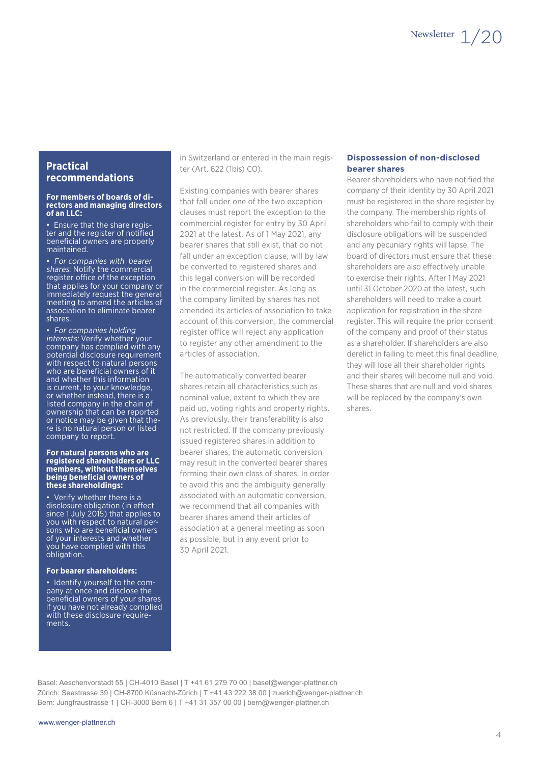## Practical recommendations

**For members of boards of directors and managing directors of an LLC:**

- Ensure that the share register and the register of notified beneficial owners are properly maintained.
- *For companies with bearer shares*: Notify the commercial register office of the exception that applies for your company or immediately request the general meeting to amend the articles of association to eliminate bearer shares.
- *For companies holding interests:* Verify whether your company has complied with any potential disclosure requirement with respect to natural persons who are beneficial owners of it and whether this information is current, to your knowledge, or whether instead, there is a listed company in the chain of ownership that can be reported or notice may be given that there is no natural person or listed company to report.

**For natural persons who are registered shareholders or LLC members, without themselves being beneficial owners of these shareholdings:**

- Verify whether there is a disclosure obligation (in effect since 1 July 2015) that applies to you with respect to natural persons who are beneficial owners of your interests and whether you have complied with this obligation.

**For bearer shareholders:**

- Identify yourself to the company at once and disclose the beneficial owners of your shares if you have not already complied with these disclosure requirements.

in Switzerland or entered in the main register (Art. 622 (1bis) CO).

Existing companies with bearer shares that fall under one of the two exception clauses must report the exception to the commercial register for entry by 30 April 2021 at the latest. As of 1 May 2021, any bearer shares that still exist, that do not fall under an exception clause, will by law be converted to registered shares and this legal conversion will be recorded in the commercial register. As long as the company limited by shares has not amended its articles of association to take account of this conversion, the commercial register office will reject any application to register any other amendment to the articles of association.

The automatically converted bearer shares retain all characteristics such as nominal value, extent to which they are paid up, voting rights and property rights. As previously, their transferability is also not restricted. If the company previously issued registered shares in addition to bearer shares, the automatic conversion may result in the converted bearer shares forming their own class of shares. In order to avoid this and the ambiguity generally associated with an automatic conversion, we recommend that all companies with bearer shares amend their articles of association at a general meeting as soon as possible, but in any event prior to 30 April 2021.

### Dispossession of non-disclosed bearer shares

Bearer shareholders who have notified the company of their identity by 30 April 2021 must be registered in the share register by the company. The membership rights of shareholders who fail to comply with their disclosure obligations will be suspended and any pecuniary rights will lapse. The board of directors must ensure that these shareholders are also effectively unable to exercise their rights. After 1 May 2021 until 31 October 2020 at the latest, such shareholders will need to make a court application for registration in the share register. This will require the prior consent of the company and proof of their status as a shareholder. If shareholders are also derelict in failing to meet this final deadline, they will lose all their shareholder rights and their shares will become null and void. These shares that are null and void shares will be replaced by the company's own shares.

Basel: Aeschenvorstadt 55 | CH-4010 Basel | T +41 61 279 70 00 | basel@wenger-plattner.ch
Zürich: Seestrasse 39 | CH-8700 Küsnacht-Zürich | T +41 43 222 38 00 | zuerich@wenger-plattner.ch
Bern: Jungfraustrasse 1 | CH-3000 Bern 6 | T +41 31 357 00 00 | bern@wenger-plattner.ch

www.wenger-plattner.ch